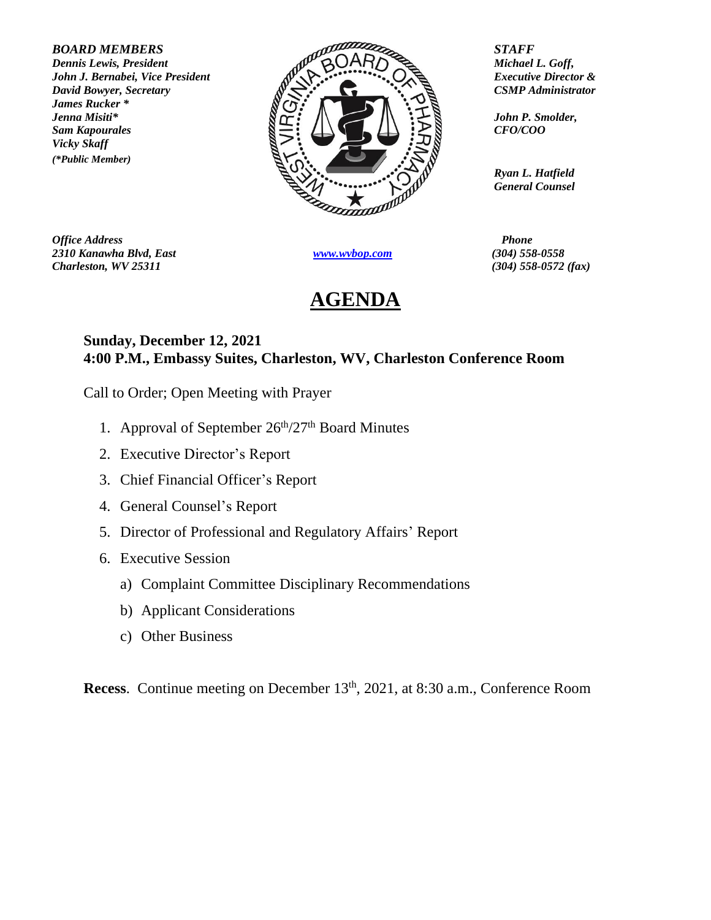***BOARD MEMBERS***
***Dennis Lewis, President***
***John J. Bernabei, Vice President***
***David Bowyer, Secretary***
***James Rucker \****
***Jenna Misiti\****
***Sam Kapourales***
***Vicky Skaff***
***(\*Public Member)***

***STAFF***
***Michael L. Goff,***
***Executive Director &***
***CSMP Administrator***

***John P. Smolder,***
***CFO/COO***

***Ryan L. Hatfield***
***General Counsel***

***Office Address***
***2310 Kanawha Blvd, East***
***Charleston, WV 25311***

***www.wvbop.com***

***Phone***
***(304) 558-0558***
***(304) 558-0572 (fax)***

# AGENDA

**Sunday, December 12, 2021**
**4:00 P.M., Embassy Suites, Charleston, WV, Charleston Conference Room**

Call to Order; Open Meeting with Prayer

1. Approval of September 26th/27th Board Minutes
2. Executive Director's Report
3. Chief Financial Officer's Report
4. General Counsel's Report
5. Director of Professional and Regulatory Affairs' Report
6. Executive Session
   a) Complaint Committee Disciplinary Recommendations
   b) Applicant Considerations
   c) Other Business

**Recess**. Continue meeting on December 13th, 2021, at 8:30 a.m., Conference Room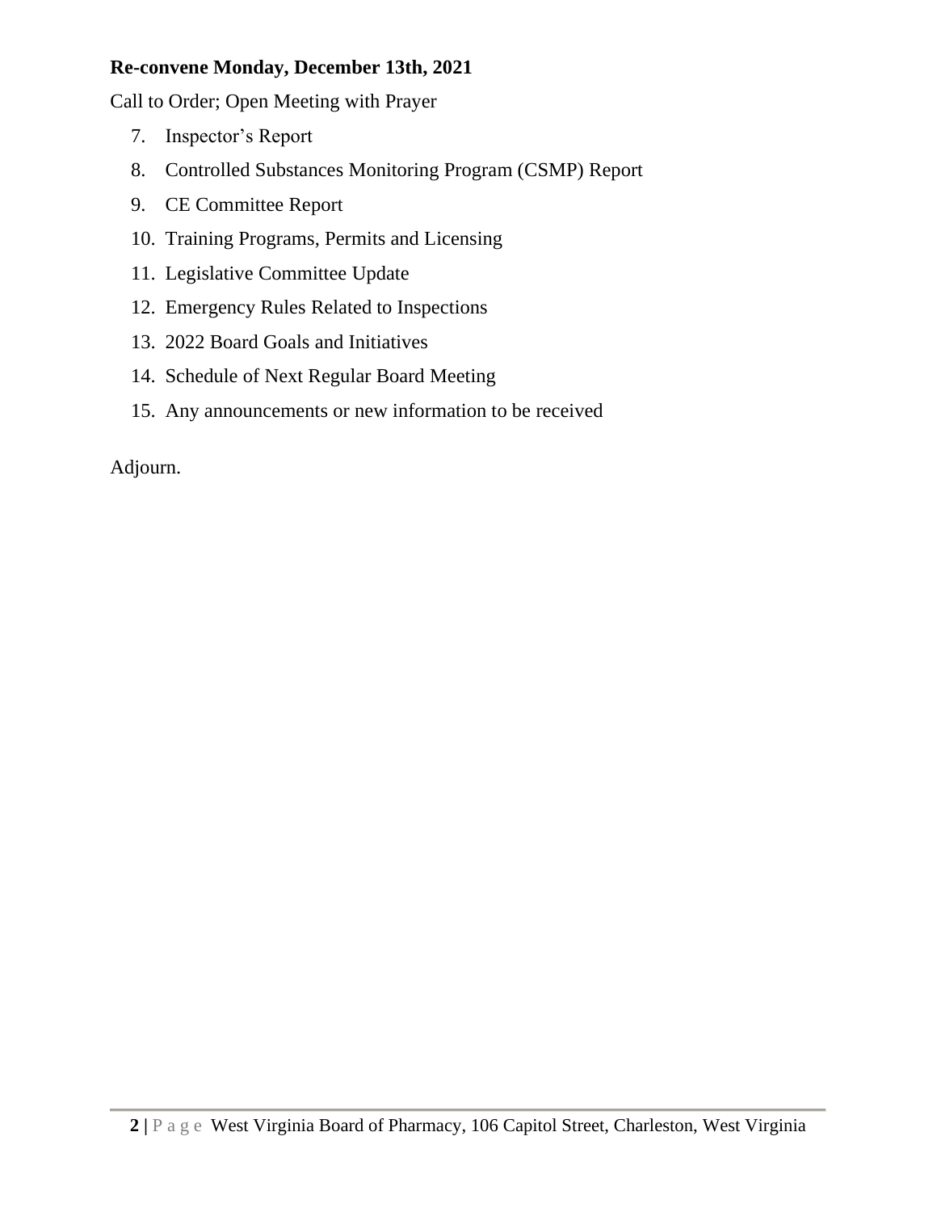**Re-convene Monday, December 13th, 2021**

Call to Order; Open Meeting with Prayer

7. Inspector's Report
8. Controlled Substances Monitoring Program (CSMP) Report
9. CE Committee Report
10. Training Programs, Permits and Licensing
11. Legislative Committee Update
12. Emergency Rules Related to Inspections
13. 2022 Board Goals and Initiatives
14. Schedule of Next Regular Board Meeting
15. Any announcements or new information to be received

Adjourn.